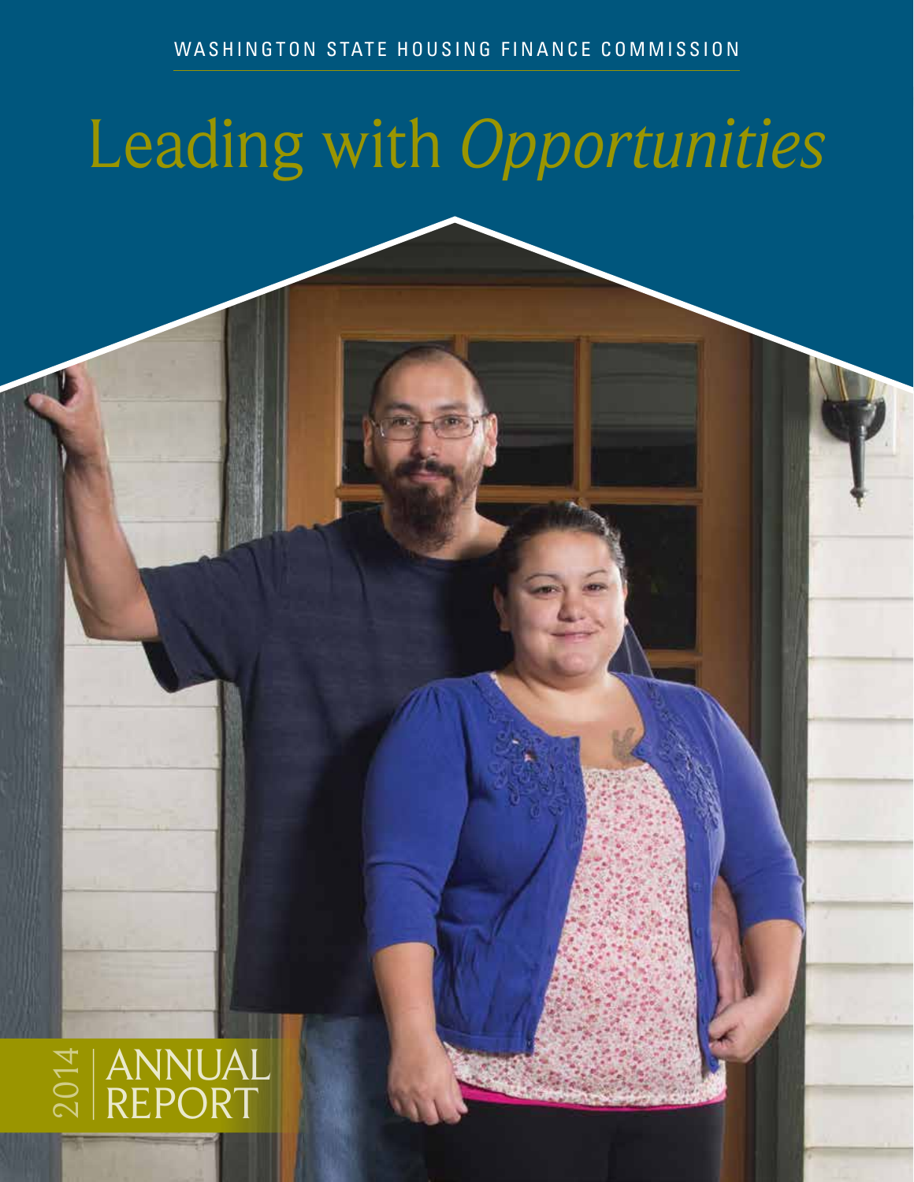WASHINGTON STATE HOUSING FINANCE COMMISSION

# Leading with *Opportunities*

2014 ANNUAL REPORT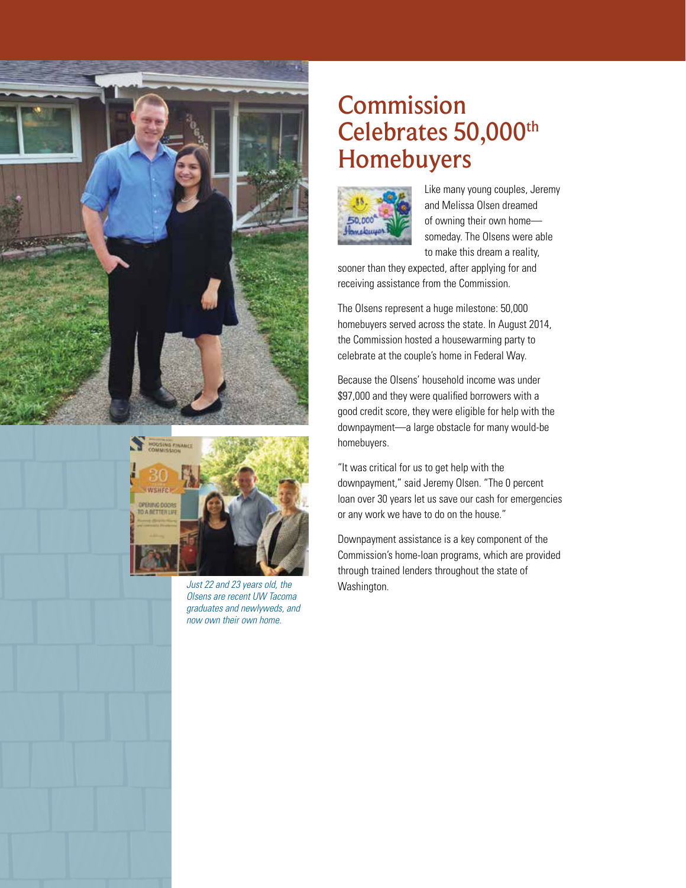# Commission Celebrates 50,000th Homebuyers

Like many young couples, Jeremy and Melissa Olsen dreamed of owning their own home—someday. The Olsens were able to make this dream a reality, sooner than they expected, after applying for and receiving assistance from the Commission.

The Olsens represent a huge milestone: 50,000 homebuyers served across the state. In August 2014, the Commission hosted a housewarming party to celebrate at the couple's home in Federal Way.

Because the Olsens' household income was under $97,000 and they were qualified borrowers with a good credit score, they were eligible for help with the downpayment—a large obstacle for many would-be homebuyers.

"It was critical for us to get help with the downpayment," said Jeremy Olsen. "The 0 percent loan over 30 years let us save our cash for emergencies or any work we have to do on the house."

Downpayment assistance is a key component of the Commission's home-loan programs, which are provided through trained lenders throughout the state of Washington.

*Just 22 and 23 years old, the Olsens are recent UW Tacoma graduates and newlyweds, and now own their own home.*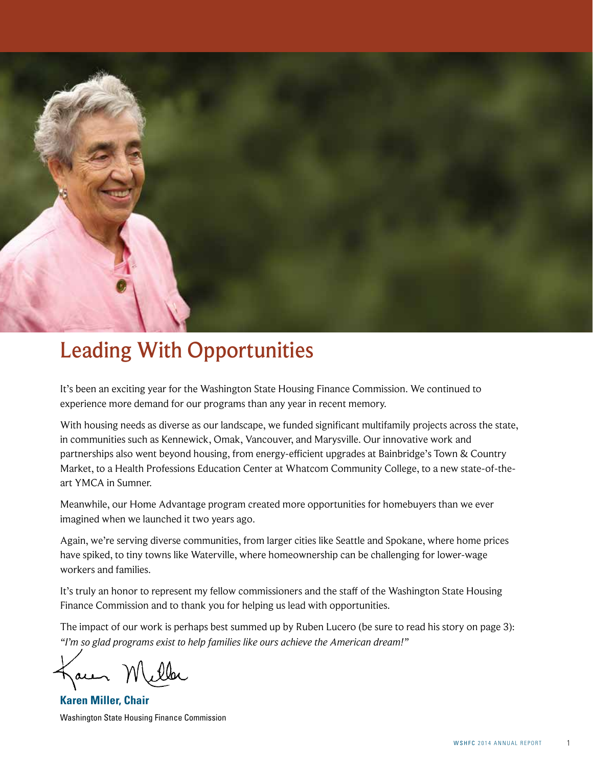# Leading With Opportunities

It's been an exciting year for the Washington State Housing Finance Commission. We continued to experience more demand for our programs than any year in recent memory.

With housing needs as diverse as our landscape, we funded significant multifamily projects across the state, in communities such as Kennewick, Omak, Vancouver, and Marysville. Our innovative work and partnerships also went beyond housing, from energy-efficient upgrades at Bainbridge's Town & Country Market, to a Health Professions Education Center at Whatcom Community College, to a new state-of-the-art YMCA in Sumner.

Meanwhile, our Home Advantage program created more opportunities for homebuyers than we ever imagined when we launched it two years ago.

Again, we're serving diverse communities, from larger cities like Seattle and Spokane, where home prices have spiked, to tiny towns like Waterville, where homeownership can be challenging for lower-wage workers and families.

It's truly an honor to represent my fellow commissioners and the staff of the Washington State Housing Finance Commission and to thank you for helping us lead with opportunities.

The impact of our work is perhaps best summed up by Ruben Lucero (be sure to read his story on page 3): *"I'm so glad programs exist to help families like ours achieve the American dream!"*

**Karen Miller, Chair**
Washington State Housing Finance Commission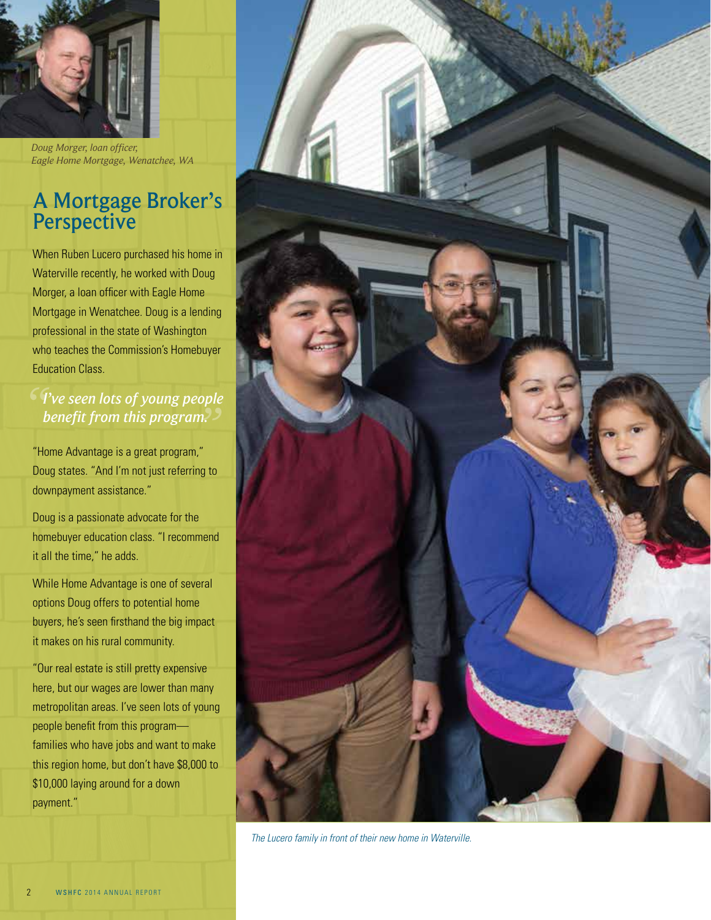*Doug Morger, loan officer, Eagle Home Mortgage, Wenatchee, WA*

## A Mortgage Broker's Perspective

When Ruben Lucero purchased his home in Waterville recently, he worked with Doug Morger, a loan officer with Eagle Home Mortgage in Wenatchee. Doug is a lending professional in the state of Washington who teaches the Commission's Homebuyer Education Class.

> *"I've seen lots of young people benefit from this program."*

"Home Advantage is a great program," Doug states. "And I'm not just referring to downpayment assistance."

Doug is a passionate advocate for the homebuyer education class. "I recommend it all the time," he adds.

While Home Advantage is one of several options Doug offers to potential home buyers, he's seen firsthand the big impact it makes on his rural community.

"Our real estate is still pretty expensive here, but our wages are lower than many metropolitan areas. I've seen lots of young people benefit from this program—families who have jobs and want to make this region home, but don't have $8,000 to $10,000 laying around for a down payment."

*The Lucero family in front of their new home in Waterville.*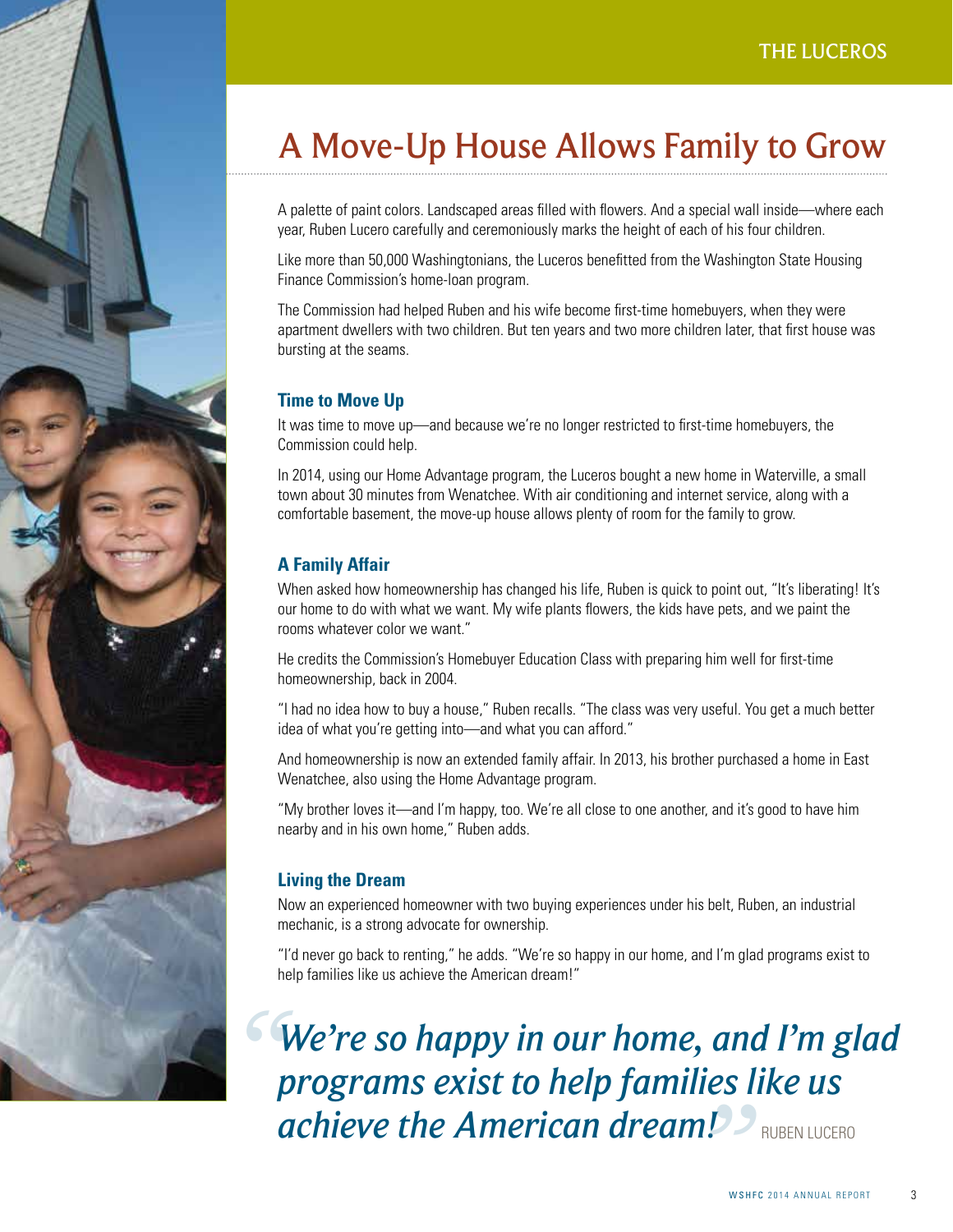THE LUCEROS

# A Move-Up House Allows Family to Grow

A palette of paint colors. Landscaped areas filled with flowers. And a special wall inside—where each year, Ruben Lucero carefully and ceremoniously marks the height of each of his four children.

Like more than 50,000 Washingtonians, the Luceros benefitted from the Washington State Housing Finance Commission's home-loan program.

The Commission had helped Ruben and his wife become first-time homebuyers, when they were apartment dwellers with two children. But ten years and two more children later, that first house was bursting at the seams.

### Time to Move Up

It was time to move up—and because we're no longer restricted to first-time homebuyers, the Commission could help.

In 2014, using our Home Advantage program, the Luceros bought a new home in Waterville, a small town about 30 minutes from Wenatchee. With air conditioning and internet service, along with a comfortable basement, the move-up house allows plenty of room for the family to grow.

### A Family Affair

When asked how homeownership has changed his life, Ruben is quick to point out, "It's liberating! It's our home to do with what we want. My wife plants flowers, the kids have pets, and we paint the rooms whatever color we want."

He credits the Commission's Homebuyer Education Class with preparing him well for first-time homeownership, back in 2004.

"I had no idea how to buy a house," Ruben recalls. "The class was very useful. You get a much better idea of what you're getting into—and what you can afford."

And homeownership is now an extended family affair. In 2013, his brother purchased a home in East Wenatchee, also using the Home Advantage program.

"My brother loves it—and I'm happy, too. We're all close to one another, and it's good to have him nearby and in his own home," Ruben adds.

### Living the Dream

Now an experienced homeowner with two buying experiences under his belt, Ruben, an industrial mechanic, is a strong advocate for ownership.

"I'd never go back to renting," he adds. "We're so happy in our home, and I'm glad programs exist to help families like us achieve the American dream!"

> ***"We're so happy in our home, and I'm glad programs exist to help families like us achieve the American dream!"*** RUBEN LUCERO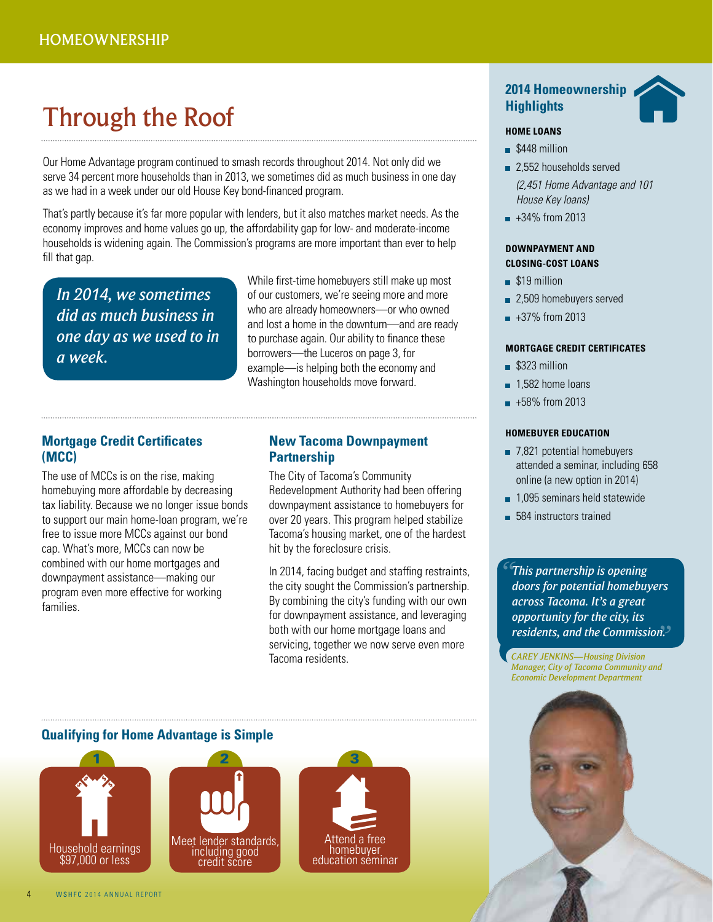HOMEOWNERSHIP

# Through the Roof

Our Home Advantage program continued to smash records throughout 2014. Not only did we serve 34 percent more households than in 2013, we sometimes did as much business in one day as we had in a week under our old House Key bond-financed program.

That's partly because it's far more popular with lenders, but it also matches market needs. As the economy improves and home values go up, the affordability gap for low- and moderate-income households is widening again. The Commission's programs are more important than ever to help fill that gap.

> *In 2014, we sometimes did as much business in one day as we used to in a week.*

While first-time homebuyers still make up most of our customers, we're seeing more and more who are already homeowners—or who owned and lost a home in the downturn—and are ready to purchase again. Our ability to finance these borrowers—the Luceros on page 3, for example—is helping both the economy and Washington households move forward.

## Mortgage Credit Certificates (MCC)

The use of MCCs is on the rise, making homebuying more affordable by decreasing tax liability. Because we no longer issue bonds to support our main home-loan program, we're free to issue more MCCs against our bond cap. What's more, MCCs can now be combined with our home mortgages and downpayment assistance—making our program even more effective for working families.

## New Tacoma Downpayment Partnership

The City of Tacoma's Community Redevelopment Authority had been offering downpayment assistance to homebuyers for over 20 years. This program helped stabilize Tacoma's housing market, one of the hardest hit by the foreclosure crisis.

In 2014, facing budget and staffing restraints, the city sought the Commission's partnership. By combining the city's funding with our own for downpayment assistance, and leveraging both with our home mortgage loans and servicing, together we now serve even more Tacoma residents.

## Qualifying for Home Advantage is Simple

1. Household earnings $97,000 or less
2. Meet lender standards, including good credit score
3. Attend a free homebuyer education seminar

## 2014 Homeownership Highlights

**HOME LOANS**

- $448 million
- 2,552 households served  
  *(2,451 Home Advantage and 101 House Key loans)*
- +34% from 2013

**DOWNPAYMENT AND CLOSING-COST LOANS**

- $19 million
- 2,509 homebuyers served
- +37% from 2013

**MORTGAGE CREDIT CERTIFICATES**

- $323 million
- 1,582 home loans
- +58% from 2013

**HOMEBUYER EDUCATION**

- 7,821 potential homebuyers attended a seminar, including 658 online (a new option in 2014)
- 1,095 seminars held statewide
- 584 instructors trained

> *"This partnership is opening doors for potential homebuyers across Tacoma. It's a great opportunity for the city, its residents, and the Commission."*

*CAREY JENKINS—Housing Division Manager, City of Tacoma Community and Economic Development Department*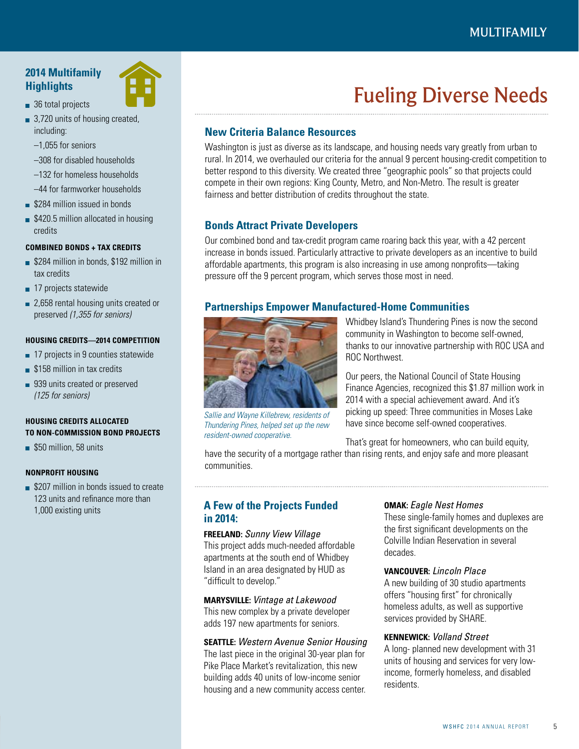## 2014 Multifamily Highlights

- 36 total projects
- 3,720 units of housing created, including:
  - –1,055 for seniors
  - –308 for disabled households
  - –132 for homeless households
  - –44 for farmworker households
- $284 million issued in bonds
- $420.5 million allocated in housing credits

**COMBINED BONDS + TAX CREDITS**

- $284 million in bonds, $192 million in tax credits
- 17 projects statewide
- 2,658 rental housing units created or preserved *(1,355 for seniors)*

**HOUSING CREDITS—2014 COMPETITION**

- 17 projects in 9 counties statewide
- $158 million in tax credits
- 939 units created or preserved *(125 for seniors)*

**HOUSING CREDITS ALLOCATED TO NON-COMMISSION BOND PROJECTS**

- $50 million, 58 units

**NONPROFIT HOUSING**

- $207 million in bonds issued to create 123 units and refinance more than 1,000 existing units

# Fueling Diverse Needs

### New Criteria Balance Resources

Washington is just as diverse as its landscape, and housing needs vary greatly from urban to rural. In 2014, we overhauled our criteria for the annual 9 percent housing-credit competition to better respond to this diversity. We created three "geographic pools" so that projects could compete in their own regions: King County, Metro, and Non-Metro. The result is greater fairness and better distribution of credits throughout the state.

### Bonds Attract Private Developers

Our combined bond and tax-credit program came roaring back this year, with a 42 percent increase in bonds issued. Particularly attractive to private developers as an incentive to build affordable apartments, this program is also increasing in use among nonprofits—taking pressure off the 9 percent program, which serves those most in need.

### Partnerships Empower Manufactured-Home Communities

*Sallie and Wayne Killebrew, residents of Thundering Pines, helped set up the new resident-owned cooperative.*

Whidbey Island's Thundering Pines is now the second community in Washington to become self-owned, thanks to our innovative partnership with ROC USA and ROC Northwest.

Our peers, the National Council of State Housing Finance Agencies, recognized this $1.87 million work in 2014 with a special achievement award. And it's picking up speed: Three communities in Moses Lake have since become self-owned cooperatives.

That's great for homeowners, who can build equity, have the security of a mortgage rather than rising rents, and enjoy safe and more pleasant communities.

### A Few of the Projects Funded in 2014:

**FREELAND:** *Sunny View Village*
This project adds much-needed affordable apartments at the south end of Whidbey Island in an area designated by HUD as "difficult to develop."

**MARYSVILLE:** *Vintage at Lakewood*
This new complex by a private developer adds 197 new apartments for seniors.

**SEATTLE:** *Western Avenue Senior Housing*
The last piece in the original 30-year plan for Pike Place Market's revitalization, this new building adds 40 units of low-income senior housing and a new community access center.

**OMAK:** *Eagle Nest Homes*
These single-family homes and duplexes are the first significant developments on the Colville Indian Reservation in several decades.

**VANCOUVER:** *Lincoln Place*
A new building of 30 studio apartments offers "housing first" for chronically homeless adults, as well as supportive services provided by SHARE.

**KENNEWICK:** *Volland Street*
A long- planned new development with 31 units of housing and services for very low-income, formerly homeless, and disabled residents.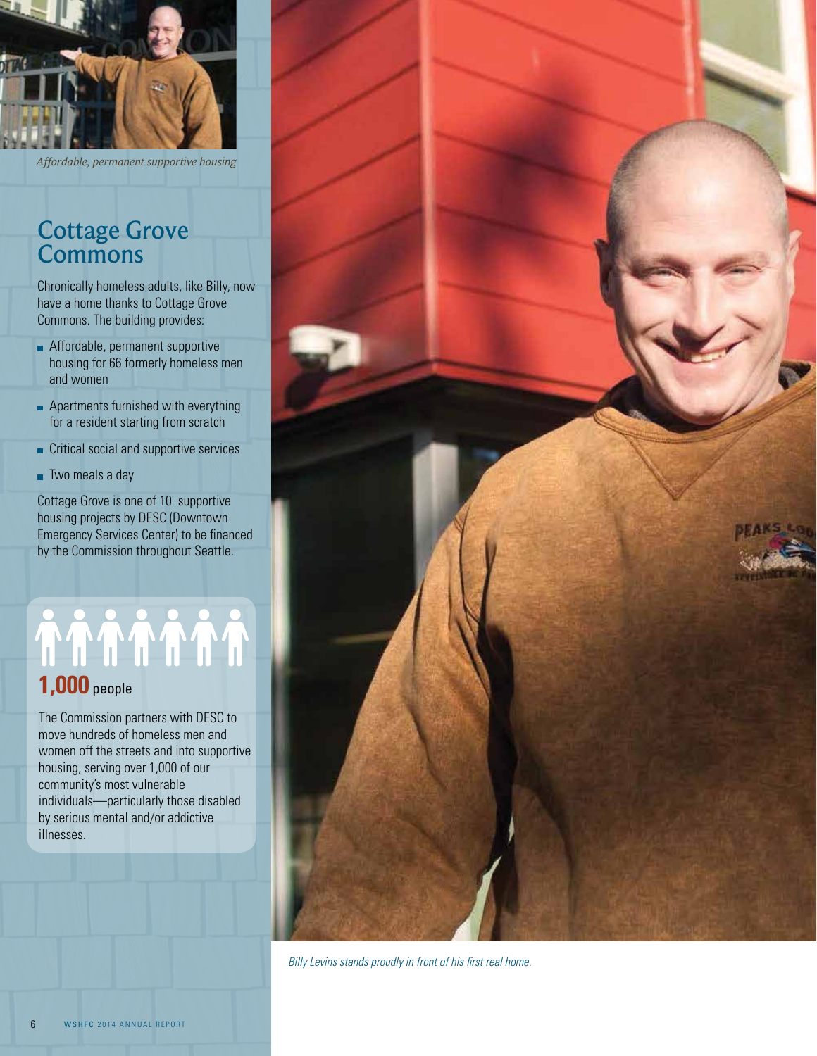*Affordable, permanent supportive housing*

## Cottage Grove Commons

Chronically homeless adults, like Billy, now have a home thanks to Cottage Grove Commons. The building provides:

- Affordable, permanent supportive housing for 66 formerly homeless men and women
- Apartments furnished with everything for a resident starting from scratch
- Critical social and supportive services
- Two meals a day

Cottage Grove is one of 10 supportive housing projects by DESC (Downtown Emergency Services Center) to be financed by the Commission throughout Seattle.

**1,000** people

The Commission partners with DESC to move hundreds of homeless men and women off the streets and into supportive housing, serving over 1,000 of our community's most vulnerable individuals—particularly those disabled by serious mental and/or addictive illnesses.

*Billy Levins stands proudly in front of his first real home.*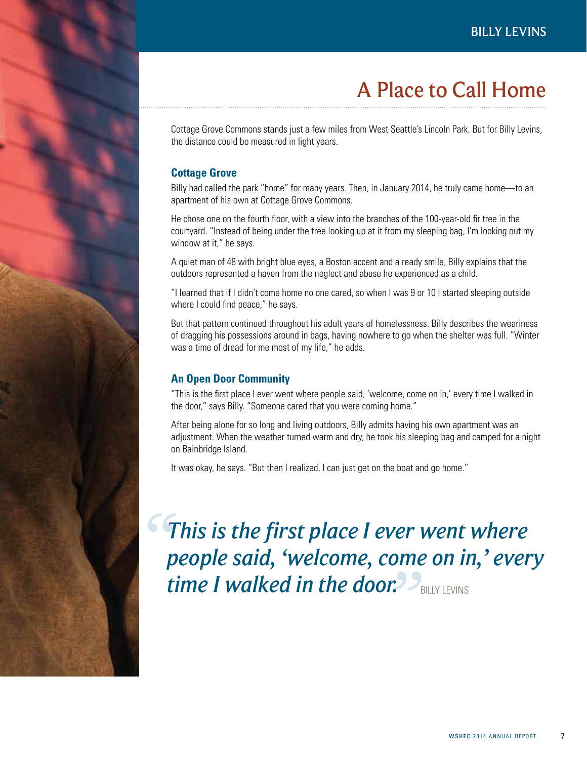# A Place to Call Home

Cottage Grove Commons stands just a few miles from West Seattle's Lincoln Park. But for Billy Levins, the distance could be measured in light years.

### Cottage Grove

Billy had called the park "home" for many years. Then, in January 2014, he truly came home—to an apartment of his own at Cottage Grove Commons.

He chose one on the fourth floor, with a view into the branches of the 100-year-old fir tree in the courtyard. "Instead of being under the tree looking up at it from my sleeping bag, I'm looking out my window at it," he says.

A quiet man of 48 with bright blue eyes, a Boston accent and a ready smile, Billy explains that the outdoors represented a haven from the neglect and abuse he experienced as a child.

"I learned that if I didn't come home no one cared, so when I was 9 or 10 I started sleeping outside where I could find peace," he says.

But that pattern continued throughout his adult years of homelessness. Billy describes the weariness of dragging his possessions around in bags, having nowhere to go when the shelter was full. "Winter was a time of dread for me most of my life," he adds.

### An Open Door Community

"This is the first place I ever went where people said, 'welcome, come on in,' every time I walked in the door," says Billy. "Someone cared that you were coming home."

After being alone for so long and living outdoors, Billy admits having his own apartment was an adjustment. When the weather turned warm and dry, he took his sleeping bag and camped for a night on Bainbridge Island.

It was okay, he says. "But then I realized, I can just get on the boat and go home."

> *"This is the first place I ever went where people said, 'welcome, come on in,' every time I walked in the door."* BILLY LEVINS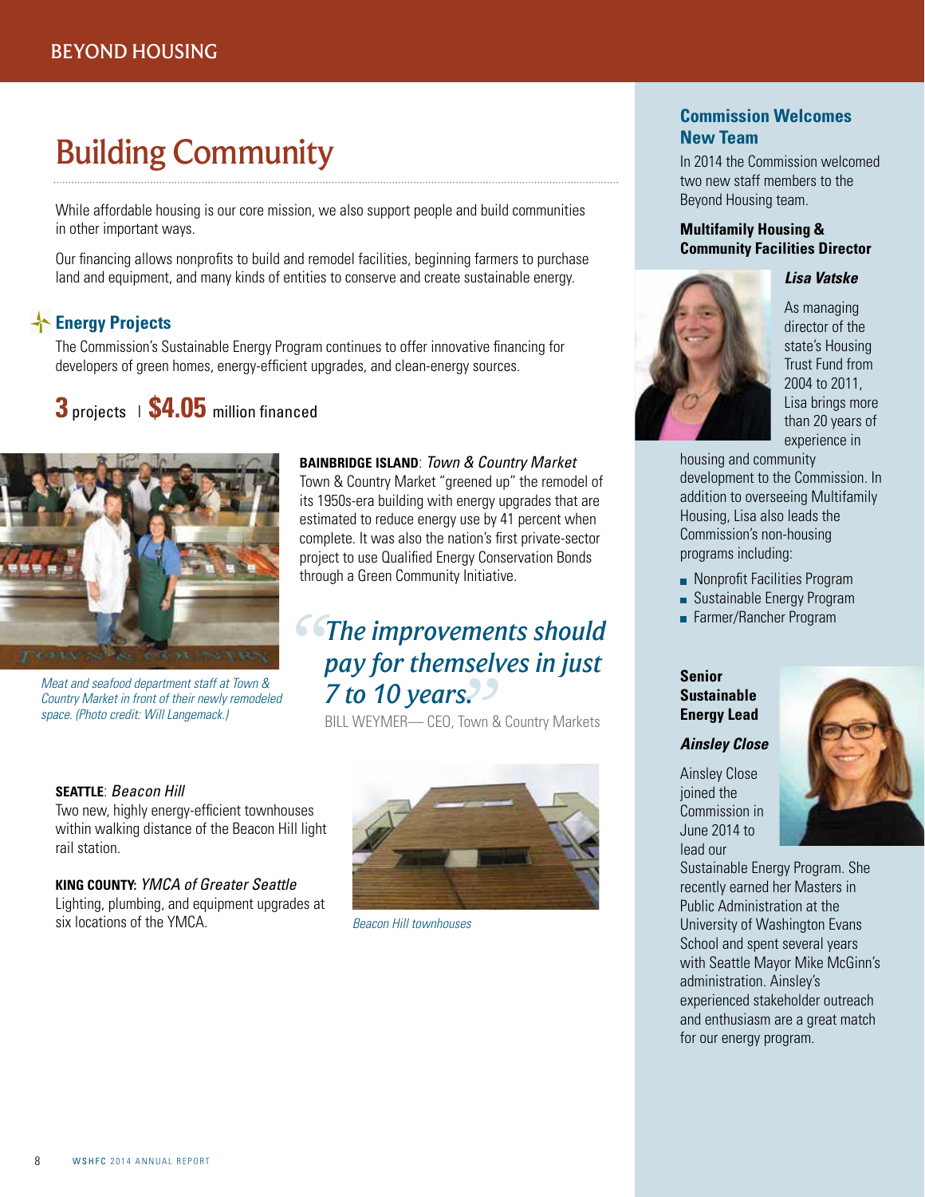# Building Community

While affordable housing is our core mission, we also support people and build communities in other important ways.

Our financing allows nonprofits to build and remodel facilities, beginning farmers to purchase land and equipment, and many kinds of entities to conserve and create sustainable energy.

## Energy Projects

The Commission's Sustainable Energy Program continues to offer innovative financing for developers of green homes, energy-efficient upgrades, and clean-energy sources.

**3** projects | **$4.05** million financed

*Meat and seafood department staff at Town & Country Market in front of their newly remodeled space. (Photo credit: Will Langemack.)*

**BAINBRIDGE ISLAND**: *Town & Country Market*
Town & Country Market "greened up" the remodel of its 1950s-era building with energy upgrades that are estimated to reduce energy use by 41 percent when complete. It was also the nation's first private-sector project to use Qualified Energy Conservation Bonds through a Green Community Initiative.

> *"The improvements should pay for themselves in just 7 to 10 years."*
>
> BILL WEYMER— CEO, Town & Country Markets

**SEATTLE**: *Beacon Hill*
Two new, highly energy-efficient townhouses within walking distance of the Beacon Hill light rail station.

**KING COUNTY:** *YMCA of Greater Seattle*
Lighting, plumbing, and equipment upgrades at six locations of the YMCA.

*Beacon Hill townhouses*

## Commission Welcomes New Team

In 2014 the Commission welcomed two new staff members to the Beyond Housing team.

**Multifamily Housing & Community Facilities Director**

***Lisa Vatske***

As managing director of the state's Housing Trust Fund from 2004 to 2011, Lisa brings more than 20 years of experience in housing and community development to the Commission. In addition to overseeing Multifamily Housing, Lisa also leads the Commission's non-housing programs including:

- Nonprofit Facilities Program
- Sustainable Energy Program
- Farmer/Rancher Program

**Senior Sustainable Energy Lead**

***Ainsley Close***

Ainsley Close joined the Commission in June 2014 to lead our Sustainable Energy Program. She recently earned her Masters in Public Administration at the University of Washington Evans School and spent several years with Seattle Mayor Mike McGinn's administration. Ainsley's experienced stakeholder outreach and enthusiasm are a great match for our energy program.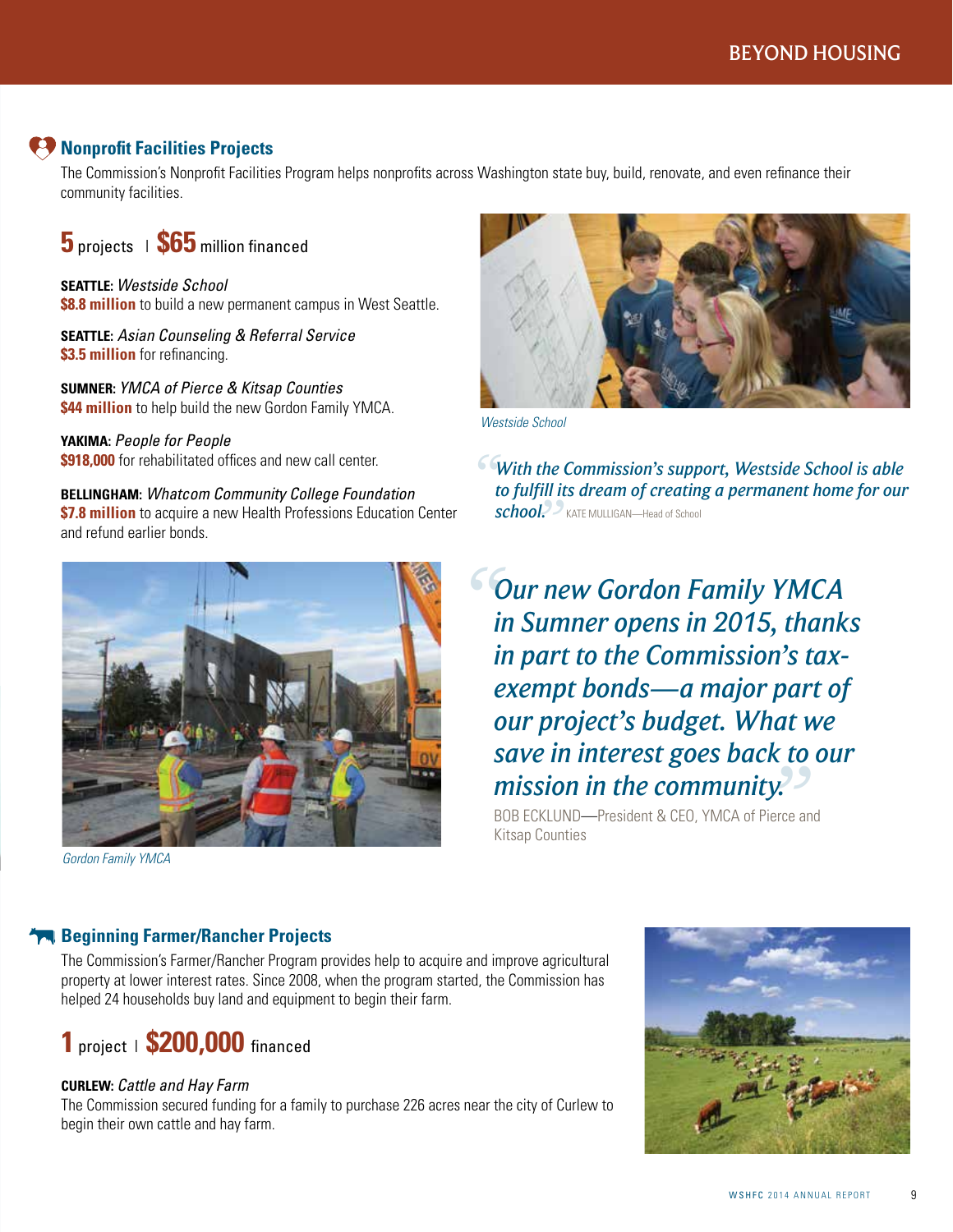## Nonprofit Facilities Projects

The Commission's Nonprofit Facilities Program helps nonprofits across Washington state buy, build, renovate, and even refinance their community facilities.

**5** projects | **$65** million financed

**SEATTLE:** *Westside School*
**$8.8 million** to build a new permanent campus in West Seattle.

**SEATTLE:** *Asian Counseling & Referral Service*
**$3.5 million** for refinancing.

**SUMNER:** *YMCA of Pierce & Kitsap Counties*
**$44 million** to help build the new Gordon Family YMCA.

**YAKIMA:** *People for People*
**$918,000** for rehabilitated offices and new call center.

**BELLINGHAM:** *Whatcom Community College Foundation*
**$7.8 million** to acquire a new Health Professions Education Center and refund earlier bonds.

*Westside School*

> *"With the Commission's support, Westside School is able to fulfill its dream of creating a permanent home for our school."* KATE MULLIGAN—Head of School

*Gordon Family YMCA*

> *"Our new Gordon Family YMCA in Sumner opens in 2015, thanks in part to the Commission's tax-exempt bonds—a major part of our project's budget. What we save in interest goes back to our mission in the community."*
>
> BOB ECKLUND—President & CEO, YMCA of Pierce and Kitsap Counties

## Beginning Farmer/Rancher Projects

The Commission's Farmer/Rancher Program provides help to acquire and improve agricultural property at lower interest rates. Since 2008, when the program started, the Commission has helped 24 households buy land and equipment to begin their farm.

**1** project | **$200,000** financed

**CURLEW:** *Cattle and Hay Farm*
The Commission secured funding for a family to purchase 226 acres near the city of Curlew to begin their own cattle and hay farm.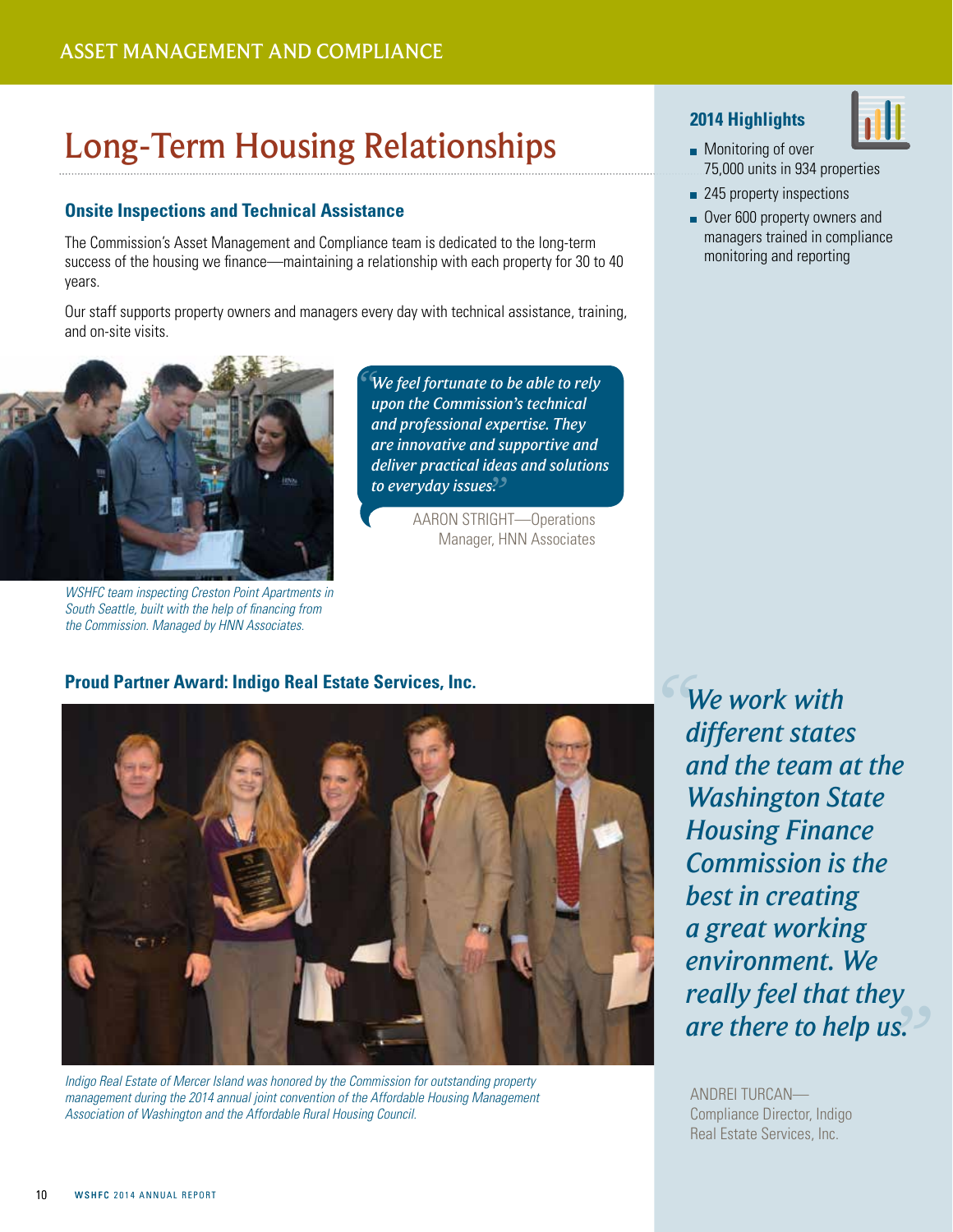# Long-Term Housing Relationships

## Onsite Inspections and Technical Assistance

The Commission's Asset Management and Compliance team is dedicated to the long-term success of the housing we finance—maintaining a relationship with each property for 30 to 40 years.

Our staff supports property owners and managers every day with technical assistance, training, and on-site visits.

*WSHFC team inspecting Creston Point Apartments in South Seattle, built with the help of financing from the Commission. Managed by HNN Associates.*

> *"We feel fortunate to be able to rely upon the Commission's technical and professional expertise. They are innovative and supportive and deliver practical ideas and solutions to everyday issues."*
>
> AARON STRIGHT—Operations Manager, HNN Associates

### 2014 Highlights

- Monitoring of over 75,000 units in 934 properties
- 245 property inspections
- Over 600 property owners and managers trained in compliance monitoring and reporting

## Proud Partner Award: Indigo Real Estate Services, Inc.

*Indigo Real Estate of Mercer Island was honored by the Commission for outstanding property management during the 2014 annual joint convention of the Affordable Housing Management Association of Washington and the Affordable Rural Housing Council.*

> *"We work with different states and the team at the Washington State Housing Finance Commission is the best in creating a great working environment. We really feel that they are there to help us."*
>
> ANDREI TURCAN—Compliance Director, Indigo Real Estate Services, Inc.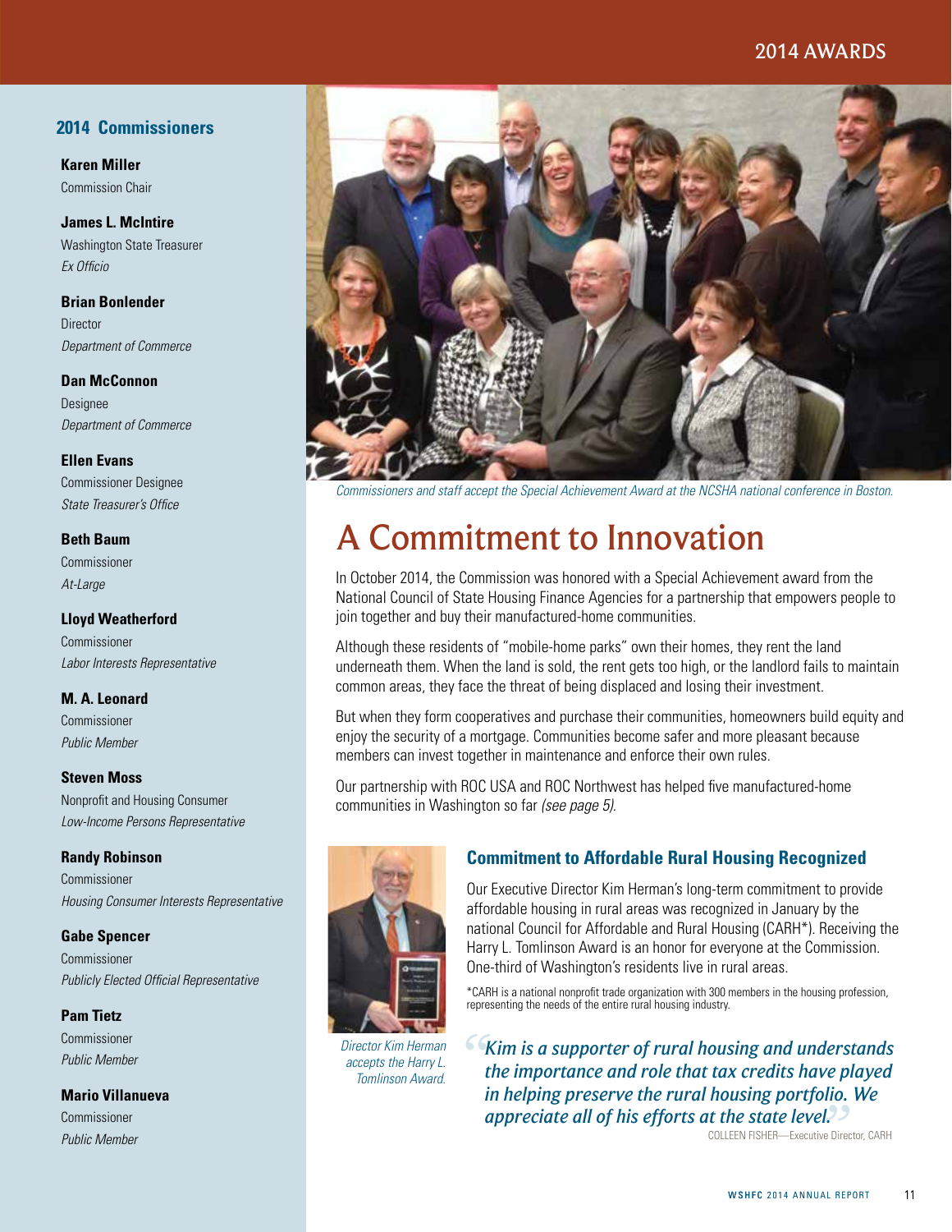# 2014 AWARDS

## 2014 Commissioners

**Karen Miller**
Commission Chair

**James L. McIntire**
Washington State Treasurer
*Ex Officio*

**Brian Bonlender**
Director
*Department of Commerce*

**Dan McConnon**
Designee
*Department of Commerce*

**Ellen Evans**
Commissioner Designee
*State Treasurer's Office*

**Beth Baum**
Commissioner
*At-Large*

**Lloyd Weatherford**
Commissioner
*Labor Interests Representative*

**M. A. Leonard**
Commissioner
*Public Member*

**Steven Moss**
Nonprofit and Housing Consumer
*Low-Income Persons Representative*

**Randy Robinson**
Commissioner
*Housing Consumer Interests Representative*

**Gabe Spencer**
Commissioner
*Publicly Elected Official Representative*

**Pam Tietz**
Commissioner
*Public Member*

**Mario Villanueva**
Commissioner
*Public Member*

*Commissioners and staff accept the Special Achievement Award at the NCSHA national conference in Boston.*

# A Commitment to Innovation

In October 2014, the Commission was honored with a Special Achievement award from the National Council of State Housing Finance Agencies for a partnership that empowers people to join together and buy their manufactured-home communities.

Although these residents of "mobile-home parks" own their homes, they rent the land underneath them. When the land is sold, the rent gets too high, or the landlord fails to maintain common areas, they face the threat of being displaced and losing their investment.

But when they form cooperatives and purchase their communities, homeowners build equity and enjoy the security of a mortgage. Communities become safer and more pleasant because members can invest together in maintenance and enforce their own rules.

Our partnership with ROC USA and ROC Northwest has helped five manufactured-home communities in Washington so far *(see page 5)*.

*Director Kim Herman accepts the Harry L. Tomlinson Award.*

## Commitment to Affordable Rural Housing Recognized

Our Executive Director Kim Herman's long-term commitment to provide affordable housing in rural areas was recognized in January by the national Council for Affordable and Rural Housing (CARH*). Receiving the Harry L. Tomlinson Award is an honor for everyone at the Commission. One-third of Washington's residents live in rural areas.

*CARH is a national nonprofit trade organization with 300 members in the housing profession, representing the needs of the entire rural housing industry.

> *"Kim is a supporter of rural housing and understands the importance and role that tax credits have played in helping preserve the rural housing portfolio. We appreciate all of his efforts at the state level."*
>
> COLLEEN FISHER—Executive Director, CARH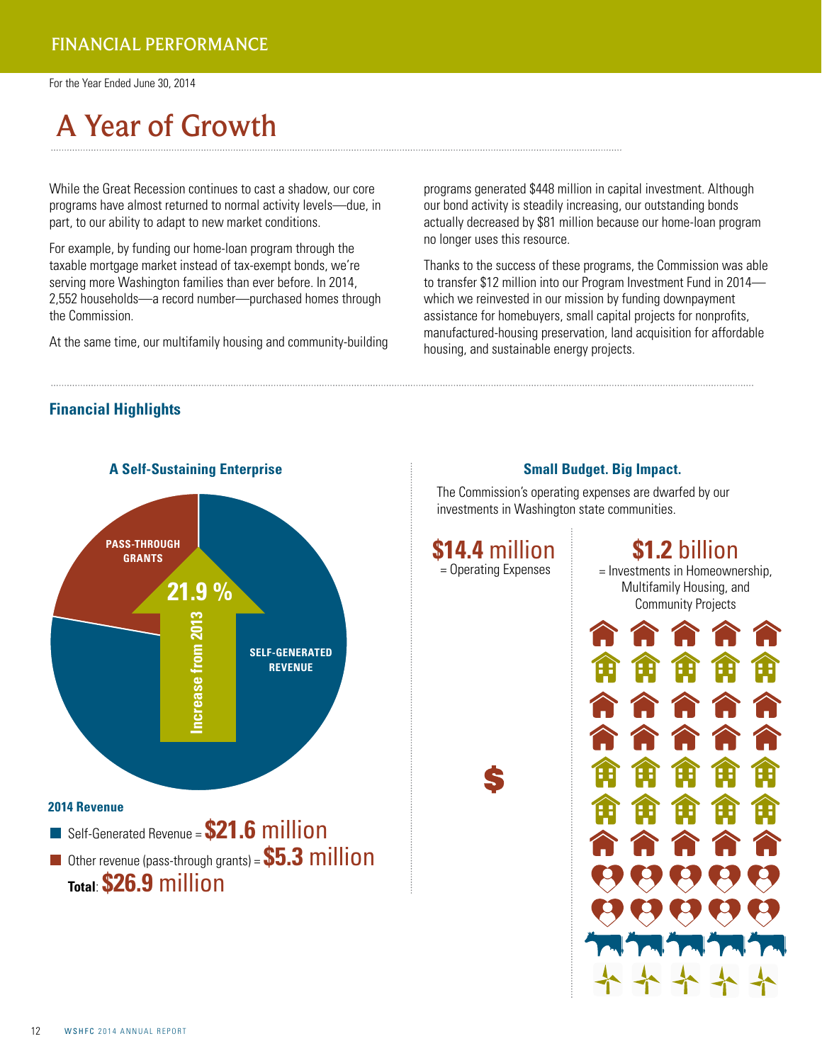## FINANCIAL PERFORMANCE

For the Year Ended June 30, 2014

# A Year of Growth

While the Great Recession continues to cast a shadow, our core programs have almost returned to normal activity levels—due, in part, to our ability to adapt to new market conditions.

For example, by funding our home-loan program through the taxable mortgage market instead of tax-exempt bonds, we're serving more Washington families than ever before. In 2014, 2,552 households—a record number—purchased homes through the Commission.

At the same time, our multifamily housing and community-building programs generated $448 million in capital investment. Although our bond activity is steadily increasing, our outstanding bonds actually decreased by $81 million because our home-loan program no longer uses this resource.

Thanks to the success of these programs, the Commission was able to transfer $12 million into our Program Investment Fund in 2014—which we reinvested in our mission by funding downpayment assistance for homebuyers, small capital projects for nonprofits, manufactured-housing preservation, land acquisition for affordable housing, and sustainable energy projects.

## Financial Highlights

### A Self-Sustaining Enterprise

PASS-THROUGH GRANTS

SELF-GENERATED REVENUE

21.9 % Increase from 2013

**2014 Revenue**

- Self-Generated Revenue = **$21.6** million
- Other revenue (pass-through grants) = **$5.3** million

**Total**: **$26.9** million

### Small Budget. Big Impact.

The Commission's operating expenses are dwarfed by our investments in Washington state communities.

**$14.4** million = Operating Expenses

**$1.2** billion = Investments in Homeownership, Multifamily Housing, and Community Projects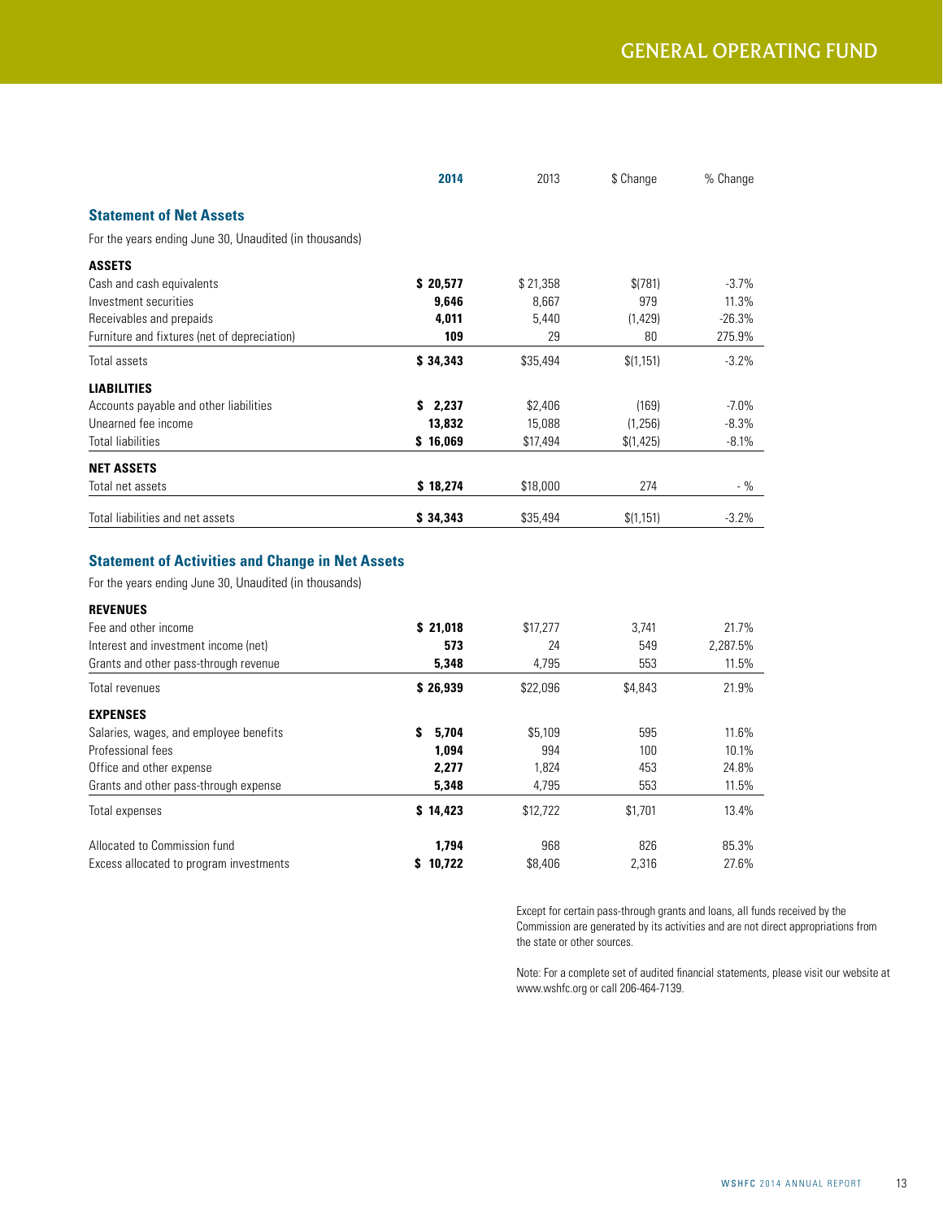# GENERAL OPERATING FUND

## Statement of Net Assets

For the years ending June 30, Unaudited (in thousands)

| | **2014** | 2013 | $ Change | % Change |
|---|---|---|---|---|
| **ASSETS** | | | | |
| Cash and cash equivalents | **$ 20,577** | $ 21,358 | $(781) | -3.7% |
| Investment securities | **9,646** | 8,667 | 979 | 11.3% |
| Receivables and prepaids | **4,011** | 5,440 | (1,429) | -26.3% |
| Furniture and fixtures (net of depreciation) | **109** | 29 | 80 | 275.9% |
| Total assets | **$ 34,343** | $35,494 | $(1,151) | -3.2% |
| **LIABILITIES** | | | | |
| Accounts payable and other liabilities | **$ 2,237** | $2,406 | (169) | -7.0% |
| Unearned fee income | **13,832** | 15,088 | (1,256) | -8.3% |
| Total liabilities | **$ 16,069** | $17,494 | $(1,425) | -8.1% |
| **NET ASSETS** | | | | |
| Total net assets | **$ 18,274** | $18,000 | 274 | - % |
| Total liabilities and net assets | **$ 34,343** | $35,494 | $(1,151) | -3.2% |

## Statement of Activities and Change in Net Assets

For the years ending June 30, Unaudited (in thousands)

| | **2014** | 2013 | $ Change | % Change |
|---|---|---|---|---|
| **REVENUES** | | | | |
| Fee and other income | **$ 21,018** | $17,277 | 3,741 | 21.7% |
| Interest and investment income (net) | **573** | 24 | 549 | 2,287.5% |
| Grants and other pass-through revenue | **5,348** | 4,795 | 553 | 11.5% |
| Total revenues | **$ 26,939** | $22,096 | $4,843 | 21.9% |
| **EXPENSES** | | | | |
| Salaries, wages, and employee benefits | **$ 5,704** | $5,109 | 595 | 11.6% |
| Professional fees | **1,094** | 994 | 100 | 10.1% |
| Office and other expense | **2,277** | 1,824 | 453 | 24.8% |
| Grants and other pass-through expense | **5,348** | 4,795 | 553 | 11.5% |
| Total expenses | **$ 14,423** | $12,722 | $1,701 | 13.4% |
| Allocated to Commission fund | **1,794** | 968 | 826 | 85.3% |
| Excess allocated to program investments | **$ 10,722** | $8,406 | 2,316 | 27.6% |

Except for certain pass-through grants and loans, all funds received by the Commission are generated by its activities and are not direct appropriations from the state or other sources.

Note: For a complete set of audited financial statements, please visit our website at www.wshfc.org or call 206-464-7139.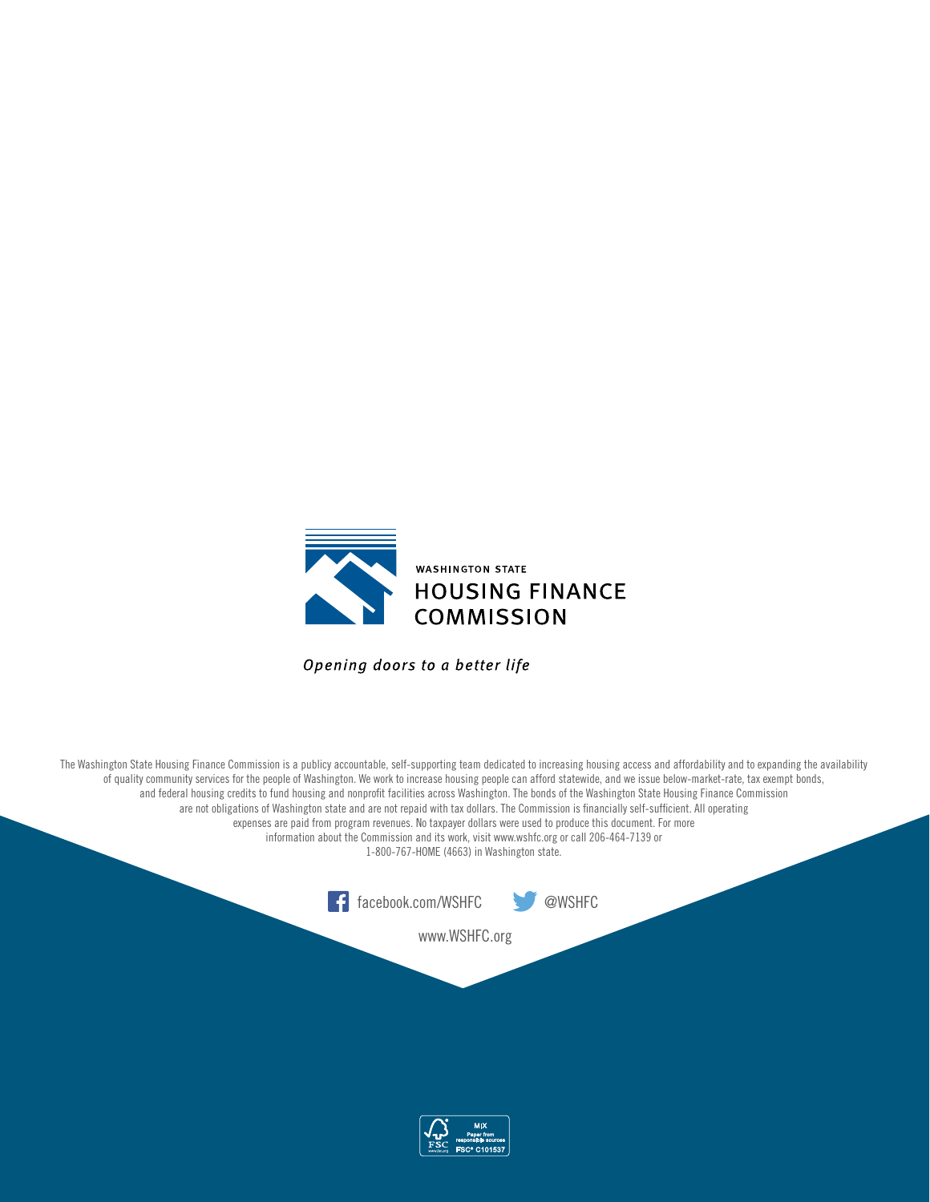WASHINGTON STATE
HOUSING FINANCE
COMMISSION

*Opening doors to a better life*

The Washington State Housing Finance Commission is a publicy accountable, self-supporting team dedicated to increasing housing access and affordability and to expanding the availability of quality community services for the people of Washington. We work to increase housing people can afford statewide, and we issue below-market-rate, tax exempt bonds, and federal housing credits to fund housing and nonprofit facilities across Washington. The bonds of the Washington State Housing Finance Commission are not obligations of Washington state and are not repaid with tax dollars. The Commission is financially self-sufficient. All operating expenses are paid from program revenues. No taxpayer dollars were used to produce this document. For more information about the Commission and its work, visit www.wshfc.org or call 206-464-7139 or 1-800-767-HOME (4663) in Washington state.

facebook.com/WSHFC

@WSHFC

www.WSHFC.org

MIX
Paper from responsible sources
FSC® C101537